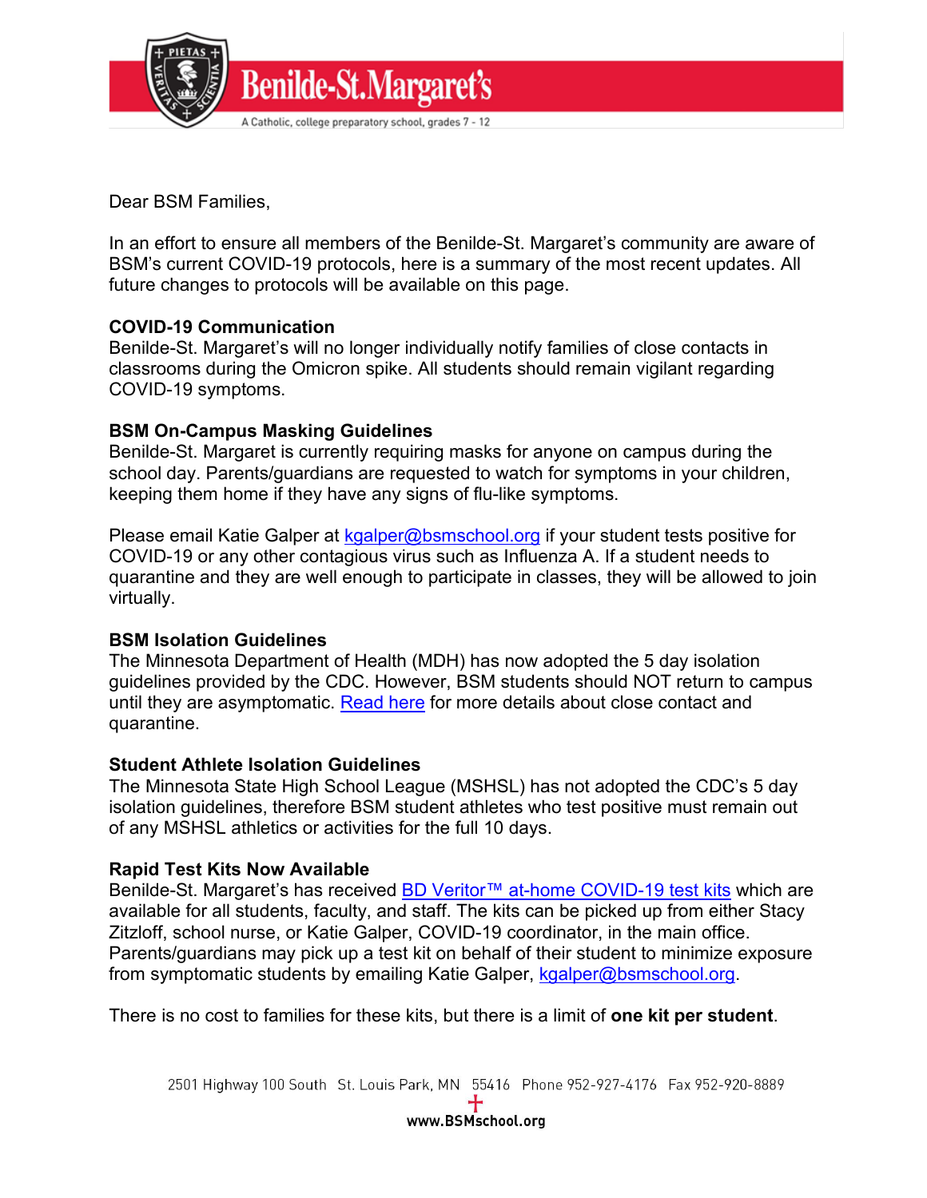Dear BSM Families,

In an effort to ensure all members of the Benilde-St. Margaret's community are aware of BSM's current COVID-19 protocols, here is a summary of the most recent updates. All future changes to protocols will be available on this page.

**COVID-19 Communication**
Benilde-St. Margaret's will no longer individually notify families of close contacts in classrooms during the Omicron spike. All students should remain vigilant regarding COVID-19 symptoms.

**BSM On-Campus Masking Guidelines**
Benilde-St. Margaret is currently requiring masks for anyone on campus during the school day. Parents/guardians are requested to watch for symptoms in your children, keeping them home if they have any signs of flu-like symptoms.

Please email Katie Galper at kgalper@bsmschool.org if your student tests positive for COVID-19 or any other contagious virus such as Influenza A. If a student needs to quarantine and they are well enough to participate in classes, they will be allowed to join virtually.

**BSM Isolation Guidelines**
The Minnesota Department of Health (MDH) has now adopted the 5 day isolation guidelines provided by the CDC. However, BSM students should NOT return to campus until they are asymptomatic. Read here for more details about close contact and quarantine.

**Student Athlete Isolation Guidelines**
The Minnesota State High School League (MSHSL) has not adopted the CDC's 5 day isolation guidelines, therefore BSM student athletes who test positive must remain out of any MSHSL athletics or activities for the full 10 days.

**Rapid Test Kits Now Available**
Benilde-St. Margaret's has received BD Veritor™ at-home COVID-19 test kits which are available for all students, faculty, and staff. The kits can be picked up from either Stacy Zitzloff, school nurse, or Katie Galper, COVID-19 coordinator, in the main office. Parents/guardians may pick up a test kit on behalf of their student to minimize exposure from symptomatic students by emailing Katie Galper, kgalper@bsmschool.org.

There is no cost to families for these kits, but there is a limit of **one kit per student**.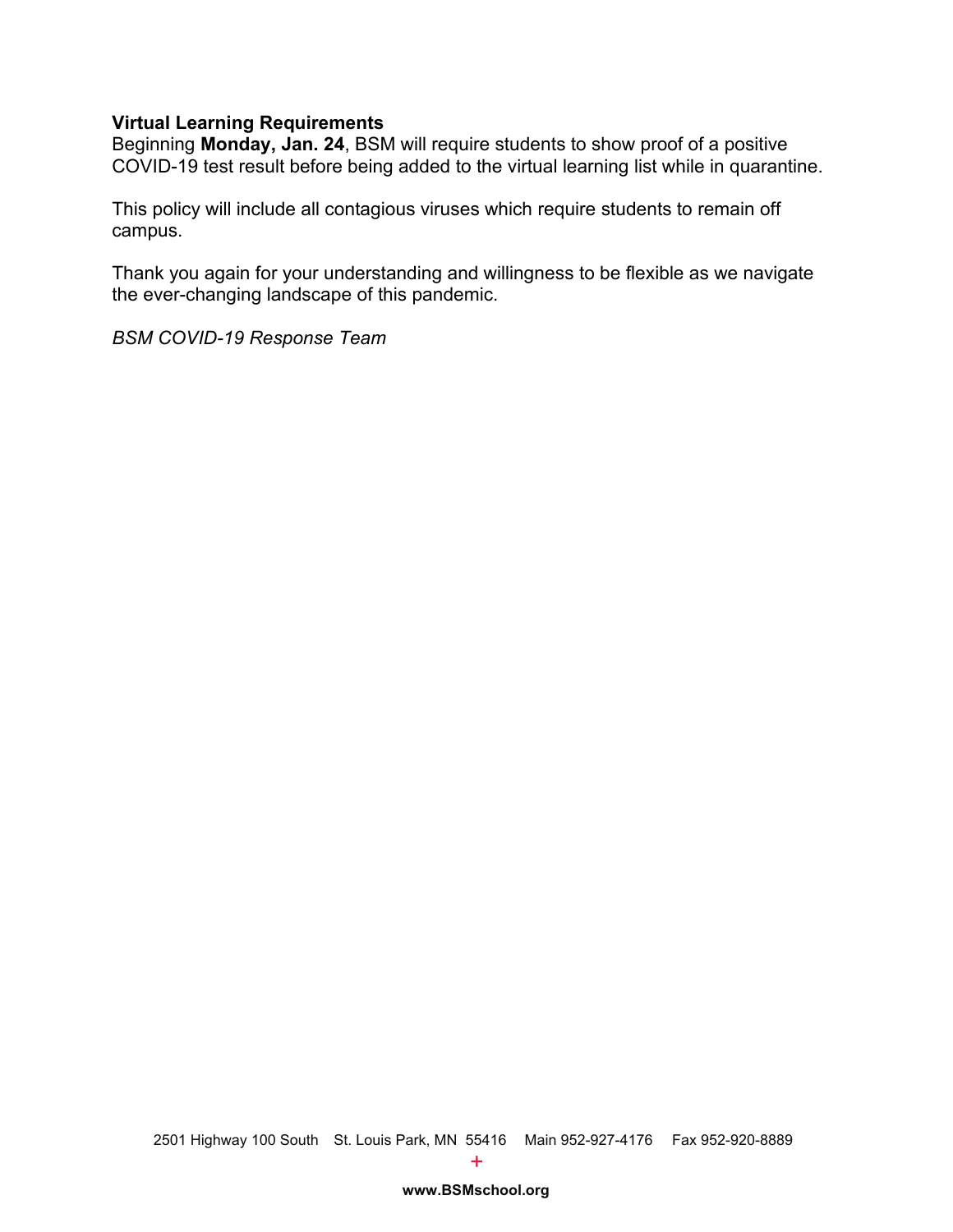**Virtual Learning Requirements**
Beginning **Monday, Jan. 24**, BSM will require students to show proof of a positive COVID-19 test result before being added to the virtual learning list while in quarantine.

This policy will include all contagious viruses which require students to remain off campus.

Thank you again for your understanding and willingness to be flexible as we navigate the ever-changing landscape of this pandemic.

*BSM COVID-19 Response Team*